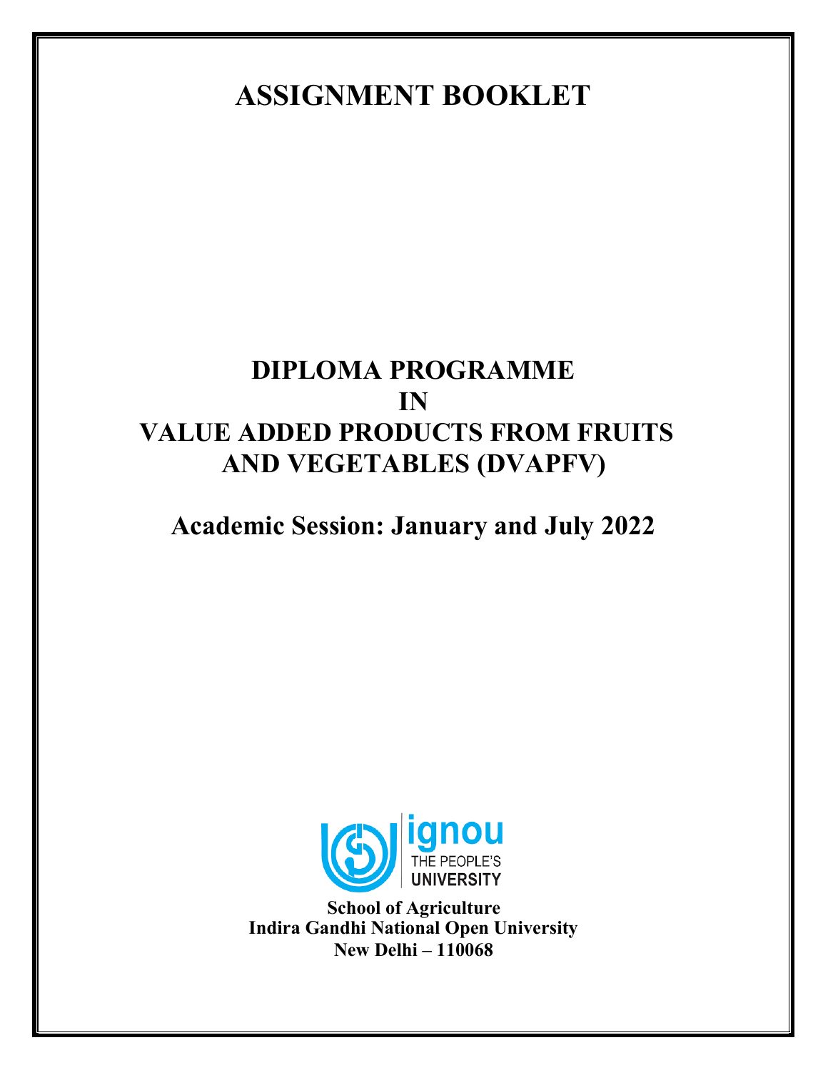# ASSIGNMENT BOOKLET

## DIPLOMA PROGRAMME IN VALUE ADDED PRODUCTS FROM FRUITS AND VEGETABLES (DVAPFV)

## Academic Session: January and July 2022

ignou THE PEOPLE'S UNIVERSITY

**School of Agriculture**
**Indira Gandhi National Open University**
**New Delhi – 110068**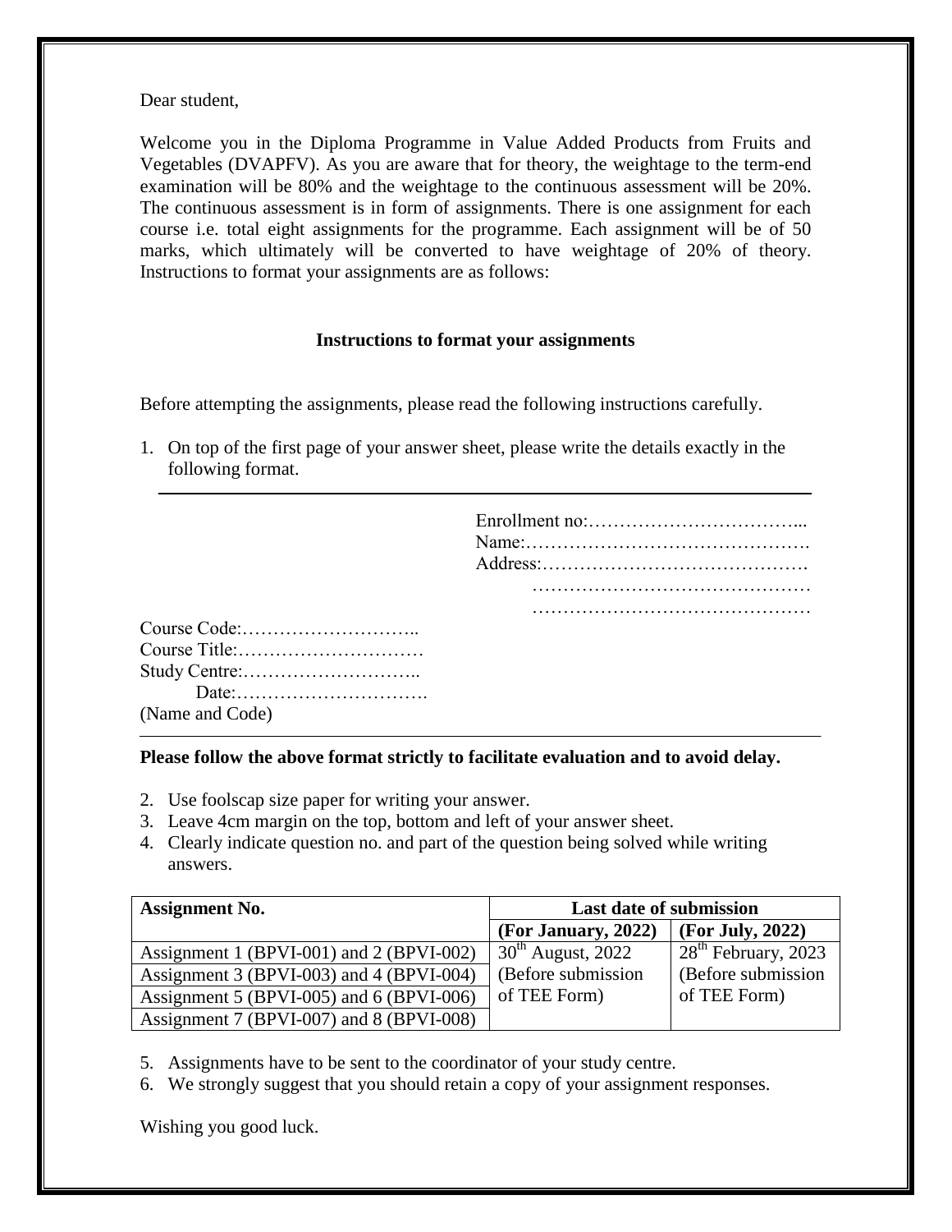Dear student,

Welcome you in the Diploma Programme in Value Added Products from Fruits and Vegetables (DVAPFV). As you are aware that for theory, the weightage to the term-end examination will be 80% and the weightage to the continuous assessment will be 20%. The continuous assessment is in form of assignments. There is one assignment for each course i.e. total eight assignments for the programme. Each assignment will be of 50 marks, which ultimately will be converted to have weightage of 20% of theory. Instructions to format your assignments are as follows:

### Instructions to format your assignments

Before attempting the assignments, please read the following instructions carefully.

1. On top of the first page of your answer sheet, please write the details exactly in the following format.

---

Enrollment no:……………………………...
Name:……………………………………….
Address:…………………………………….
……………………………………….
……………………………………….

Course Code:………………………..
Course Title:…………………………
Study Centre:………………………..
Date:………………………….
(Name and Code)

---

**Please follow the above format strictly to facilitate evaluation and to avoid delay.**

2. Use foolscap size paper for writing your answer.
3. Leave 4cm margin on the top, bottom and left of your answer sheet.
4. Clearly indicate question no. and part of the question being solved while writing answers.

| Assignment No. | Last date of submission | |
|---|---|---|
| | **(For January, 2022)** | **(For July, 2022)** |
| Assignment 1 (BPVI-001) and 2 (BPVI-002) | 30th August, 2022 (Before submission of TEE Form) | 28th February, 2023 (Before submission of TEE Form) |
| Assignment 3 (BPVI-003) and 4 (BPVI-004) | | |
| Assignment 5 (BPVI-005) and 6 (BPVI-006) | | |
| Assignment 7 (BPVI-007) and 8 (BPVI-008) | | |

5. Assignments have to be sent to the coordinator of your study centre.
6. We strongly suggest that you should retain a copy of your assignment responses.

Wishing you good luck.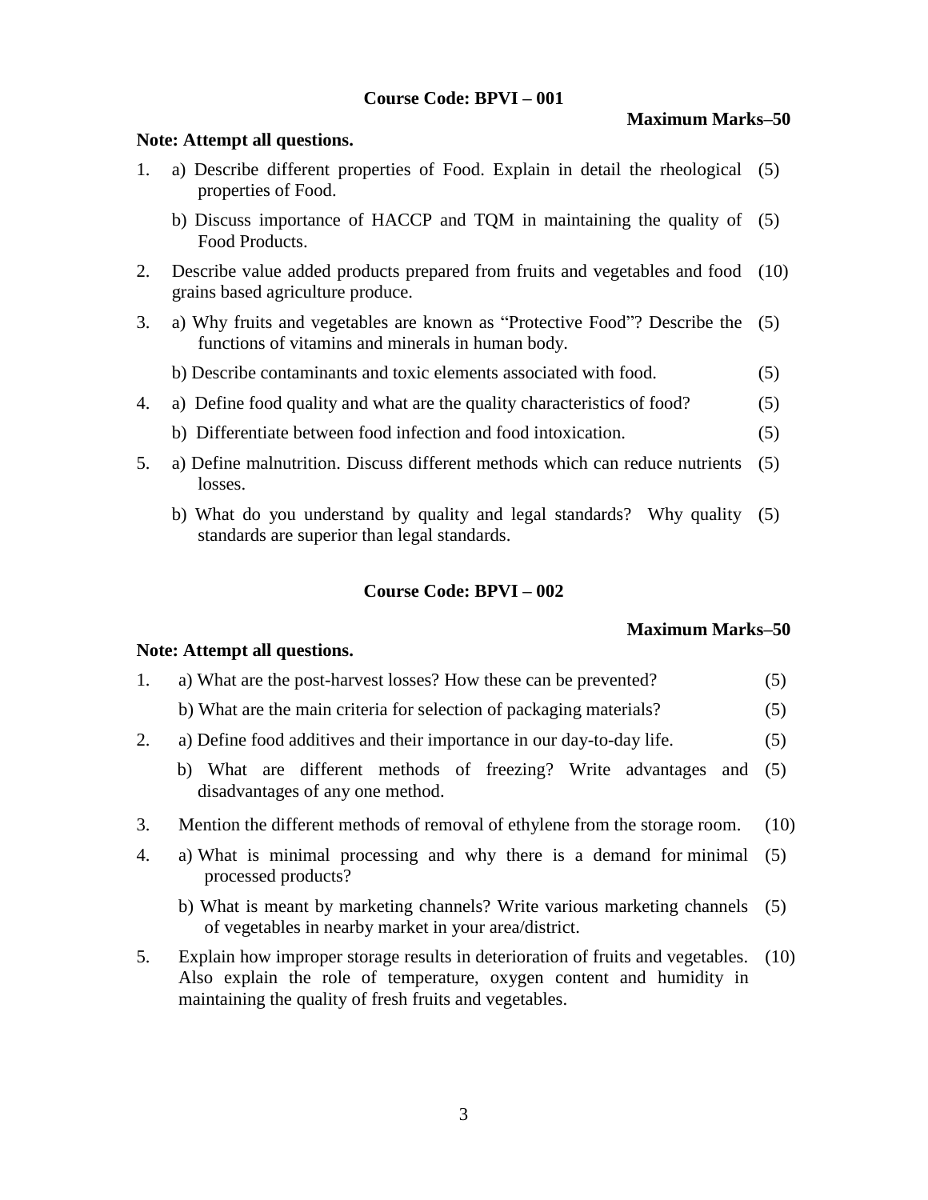## Course Code: BPVI – 001

**Maximum Marks–50**

**Note: Attempt all questions.**

1. a) Describe different properties of Food. Explain in detail the rheological properties of Food. (5)

   b) Discuss importance of HACCP and TQM in maintaining the quality of Food Products. (5)

2. Describe value added products prepared from fruits and vegetables and food grains based agriculture produce. (10)

3. a) Why fruits and vegetables are known as "Protective Food"? Describe the functions of vitamins and minerals in human body. (5)

   b) Describe contaminants and toxic elements associated with food. (5)

4. a) Define food quality and what are the quality characteristics of food? (5)

   b) Differentiate between food infection and food intoxication. (5)

5. a) Define malnutrition. Discuss different methods which can reduce nutrients losses. (5)

   b) What do you understand by quality and legal standards? Why quality standards are superior than legal standards. (5)

## Course Code: BPVI – 002

**Maximum Marks–50**

**Note: Attempt all questions.**

1. a) What are the post-harvest losses? How these can be prevented? (5)

   b) What are the main criteria for selection of packaging materials? (5)

2. a) Define food additives and their importance in our day-to-day life. (5)

   b) What are different methods of freezing? Write advantages and disadvantages of any one method. (5)

3. Mention the different methods of removal of ethylene from the storage room. (10)

4. a) What is minimal processing and why there is a demand for minimal processed products? (5)

   b) What is meant by marketing channels? Write various marketing channels of vegetables in nearby market in your area/district. (5)

5. Explain how improper storage results in deterioration of fruits and vegetables. Also explain the role of temperature, oxygen content and humidity in maintaining the quality of fresh fruits and vegetables. (10)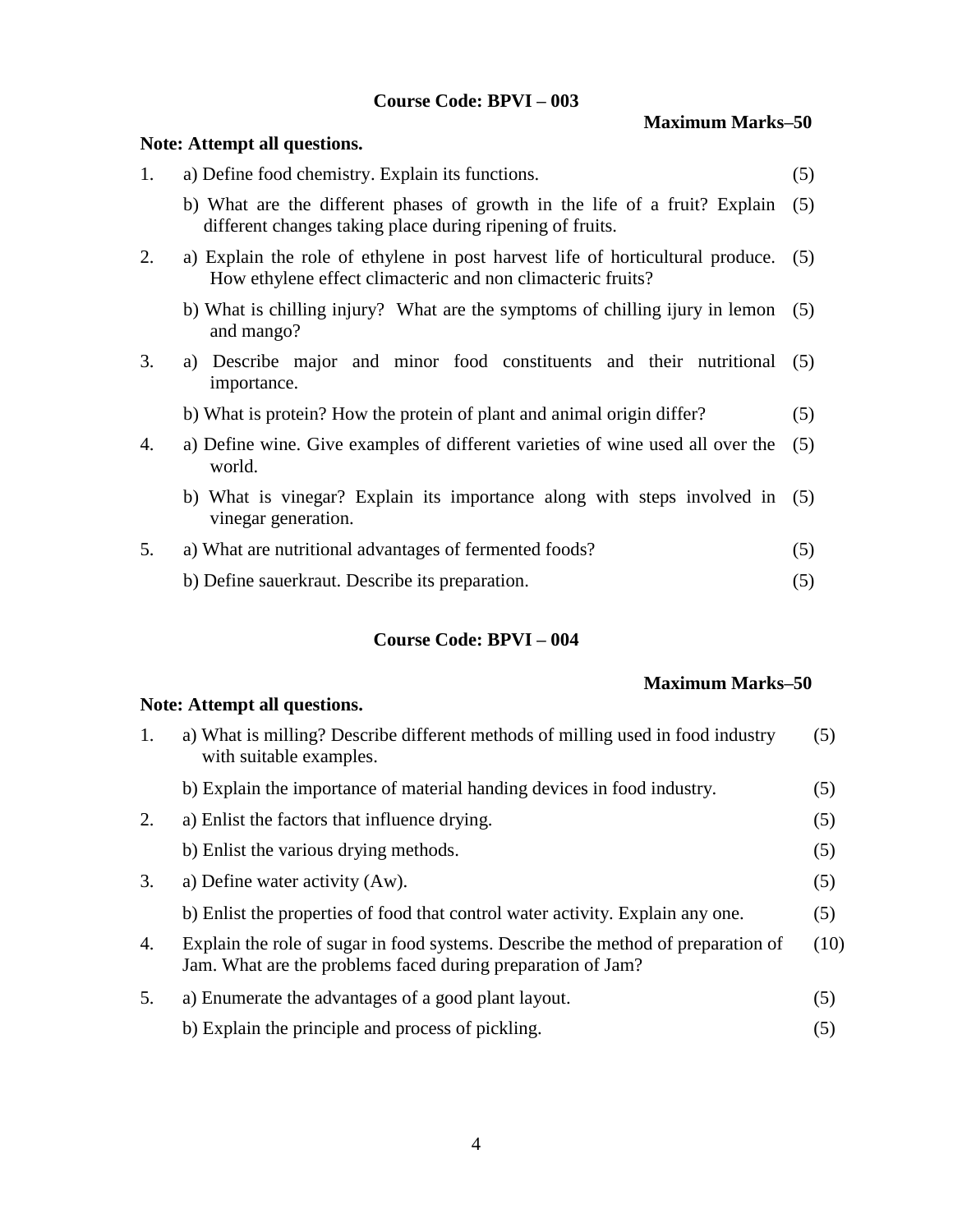## Course Code: BPVI – 003

**Maximum Marks–50**

**Note: Attempt all questions.**

1. a) Define food chemistry. Explain its functions. (5)

   b) What are the different phases of growth in the life of a fruit? Explain different changes taking place during ripening of fruits. (5)

2. a) Explain the role of ethylene in post harvest life of horticultural produce. How ethylene effect climacteric and non climacteric fruits? (5)

   b) What is chilling injury? What are the symptoms of chilling ijury in lemon and mango? (5)

3. a) Describe major and minor food constituents and their nutritional importance. (5)

   b) What is protein? How the protein of plant and animal origin differ? (5)

4. a) Define wine. Give examples of different varieties of wine used all over the world. (5)

   b) What is vinegar? Explain its importance along with steps involved in vinegar generation. (5)

5. a) What are nutritional advantages of fermented foods? (5)

   b) Define sauerkraut. Describe its preparation. (5)

## Course Code: BPVI – 004

**Maximum Marks–50**

**Note: Attempt all questions.**

1. a) What is milling? Describe different methods of milling used in food industry with suitable examples. (5)

   b) Explain the importance of material handing devices in food industry. (5)

2. a) Enlist the factors that influence drying. (5)

   b) Enlist the various drying methods. (5)

3. a) Define water activity (Aw). (5)

   b) Enlist the properties of food that control water activity. Explain any one. (5)

4. Explain the role of sugar in food systems. Describe the method of preparation of Jam. What are the problems faced during preparation of Jam? (10)

5. a) Enumerate the advantages of a good plant layout. (5)

   b) Explain the principle and process of pickling. (5)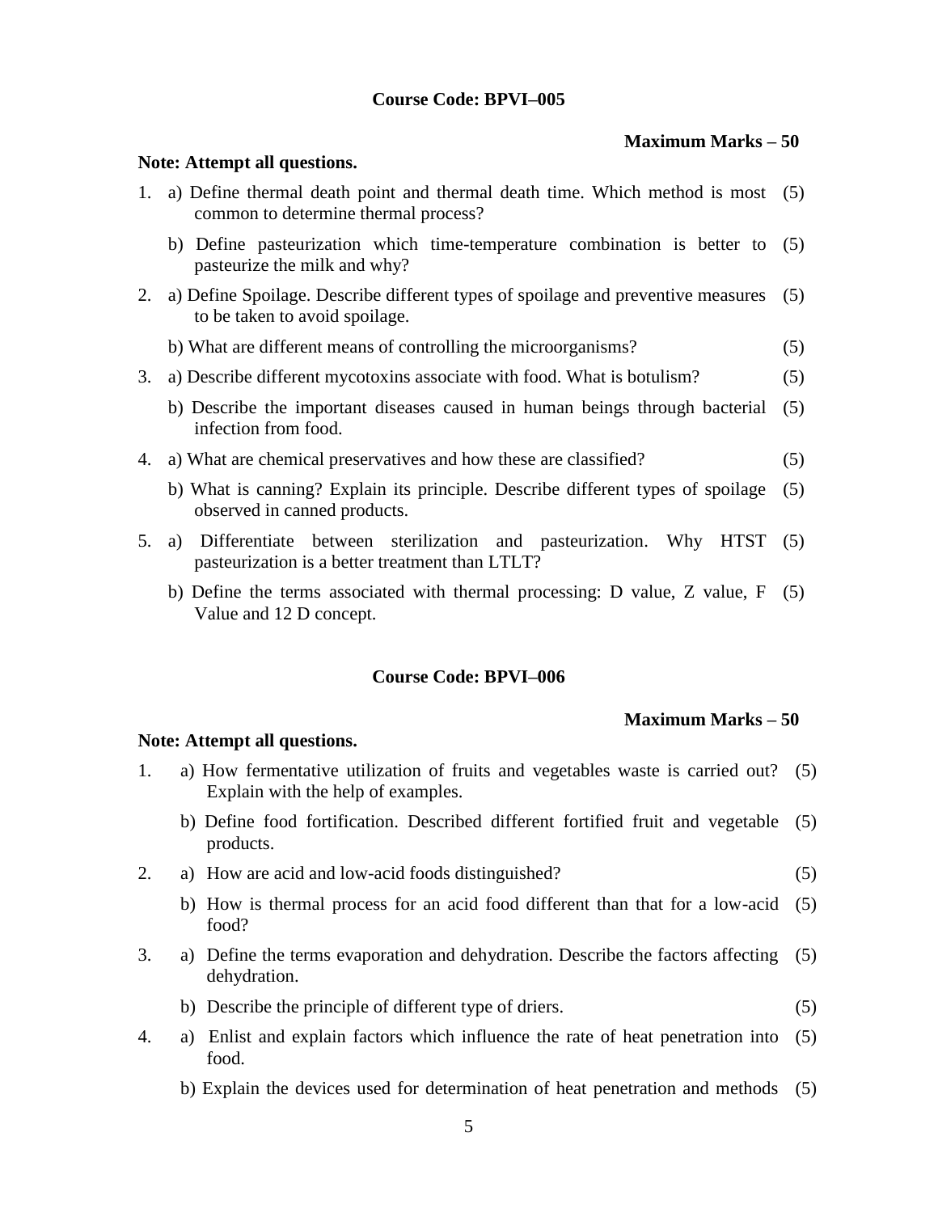**Course Code: BPVI–005**

**Maximum Marks – 50**

**Note: Attempt all questions.**

1. a) Define thermal death point and thermal death time. Which method is most common to determine thermal process? (5)

   b) Define pasteurization which time-temperature combination is better to pasteurize the milk and why? (5)

2. a) Define Spoilage. Describe different types of spoilage and preventive measures to be taken to avoid spoilage. (5)

   b) What are different means of controlling the microorganisms? (5)

3. a) Describe different mycotoxins associate with food. What is botulism? (5)

   b) Describe the important diseases caused in human beings through bacterial infection from food. (5)

4. a) What are chemical preservatives and how these are classified? (5)

   b) What is canning? Explain its principle. Describe different types of spoilage observed in canned products. (5)

5. a) Differentiate between sterilization and pasteurization. Why HTST pasteurization is a better treatment than LTLT? (5)

   b) Define the terms associated with thermal processing: D value, Z value, F Value and 12 D concept. (5)

**Course Code: BPVI–006**

**Maximum Marks – 50**

**Note: Attempt all questions.**

1. a) How fermentative utilization of fruits and vegetables waste is carried out? Explain with the help of examples. (5)

   b) Define food fortification. Described different fortified fruit and vegetable products. (5)

2. a) How are acid and low-acid foods distinguished? (5)

   b) How is thermal process for an acid food different than that for a low-acid food? (5)

3. a) Define the terms evaporation and dehydration. Describe the factors affecting dehydration. (5)

   b) Describe the principle of different type of driers. (5)

4. a) Enlist and explain factors which influence the rate of heat penetration into food. (5)

   b) Explain the devices used for determination of heat penetration and methods (5)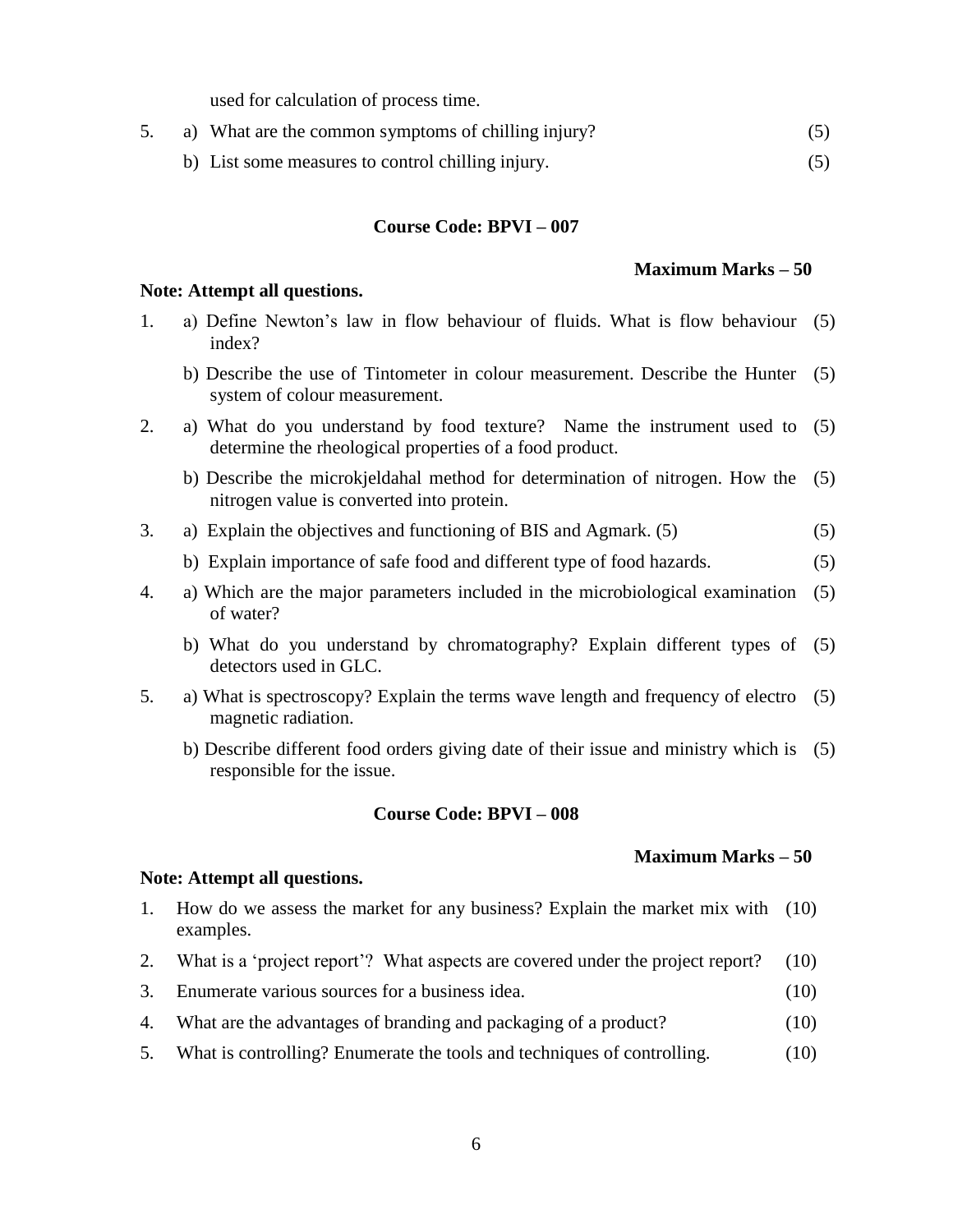used for calculation of process time.

5. a) What are the common symptoms of chilling injury? (5)

   b) List some measures to control chilling injury. (5)

## Course Code: BPVI – 007

**Maximum Marks – 50**

**Note: Attempt all questions.**

1. a) Define Newton's law in flow behaviour of fluids. What is flow behaviour index? (5)

   b) Describe the use of Tintometer in colour measurement. Describe the Hunter system of colour measurement. (5)

2. a) What do you understand by food texture? Name the instrument used to determine the rheological properties of a food product. (5)

   b) Describe the microkjeldahal method for determination of nitrogen. How the nitrogen value is converted into protein. (5)

3. a) Explain the objectives and functioning of BIS and Agmark. (5) (5)

   b) Explain importance of safe food and different type of food hazards. (5)

4. a) Which are the major parameters included in the microbiological examination of water? (5)

   b) What do you understand by chromatography? Explain different types of detectors used in GLC. (5)

5. a) What is spectroscopy? Explain the terms wave length and frequency of electro magnetic radiation. (5)

   b) Describe different food orders giving date of their issue and ministry which is responsible for the issue. (5)

## Course Code: BPVI – 008

**Maximum Marks – 50**

**Note: Attempt all questions.**

1. How do we assess the market for any business? Explain the market mix with examples. (10)
2. What is a 'project report'? What aspects are covered under the project report? (10)
3. Enumerate various sources for a business idea. (10)
4. What are the advantages of branding and packaging of a product? (10)
5. What is controlling? Enumerate the tools and techniques of controlling. (10)